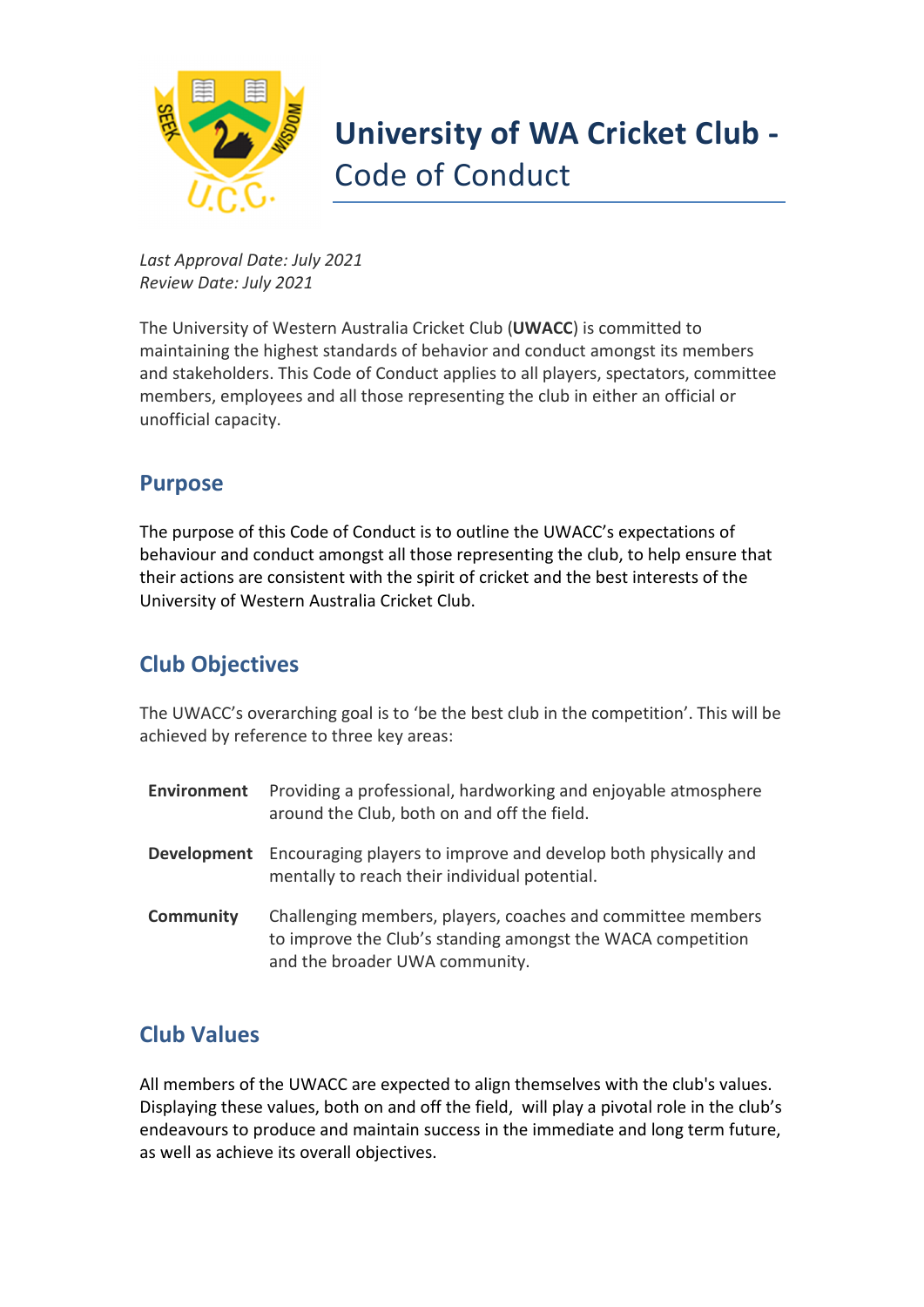# University of WA Cricket Club - Code of Conduct

*Last Approval Date: July 2021*
*Review Date: July 2021*

The University of Western Australia Cricket Club (**UWACC**) is committed to maintaining the highest standards of behavior and conduct amongst its members and stakeholders. This Code of Conduct applies to all players, spectators, committee members, employees and all those representing the club in either an official or unofficial capacity.

## Purpose

The purpose of this Code of Conduct is to outline the UWACC's expectations of behaviour and conduct amongst all those representing the club, to help ensure that their actions are consistent with the spirit of cricket and the best interests of the University of Western Australia Cricket Club.

## Club Objectives

The UWACC's overarching goal is to 'be the best club in the competition'. This will be achieved by reference to three key areas:

| | |
|---|---|
| **Environment** | Providing a professional, hardworking and enjoyable atmosphere around the Club, both on and off the field. |
| **Development** | Encouraging players to improve and develop both physically and mentally to reach their individual potential. |
| **Community** | Challenging members, players, coaches and committee members to improve the Club's standing amongst the WACA competition and the broader UWA community. |

## Club Values

All members of the UWACC are expected to align themselves with the club's values. Displaying these values, both on and off the field, will play a pivotal role in the club's endeavours to produce and maintain success in the immediate and long term future, as well as achieve its overall objectives.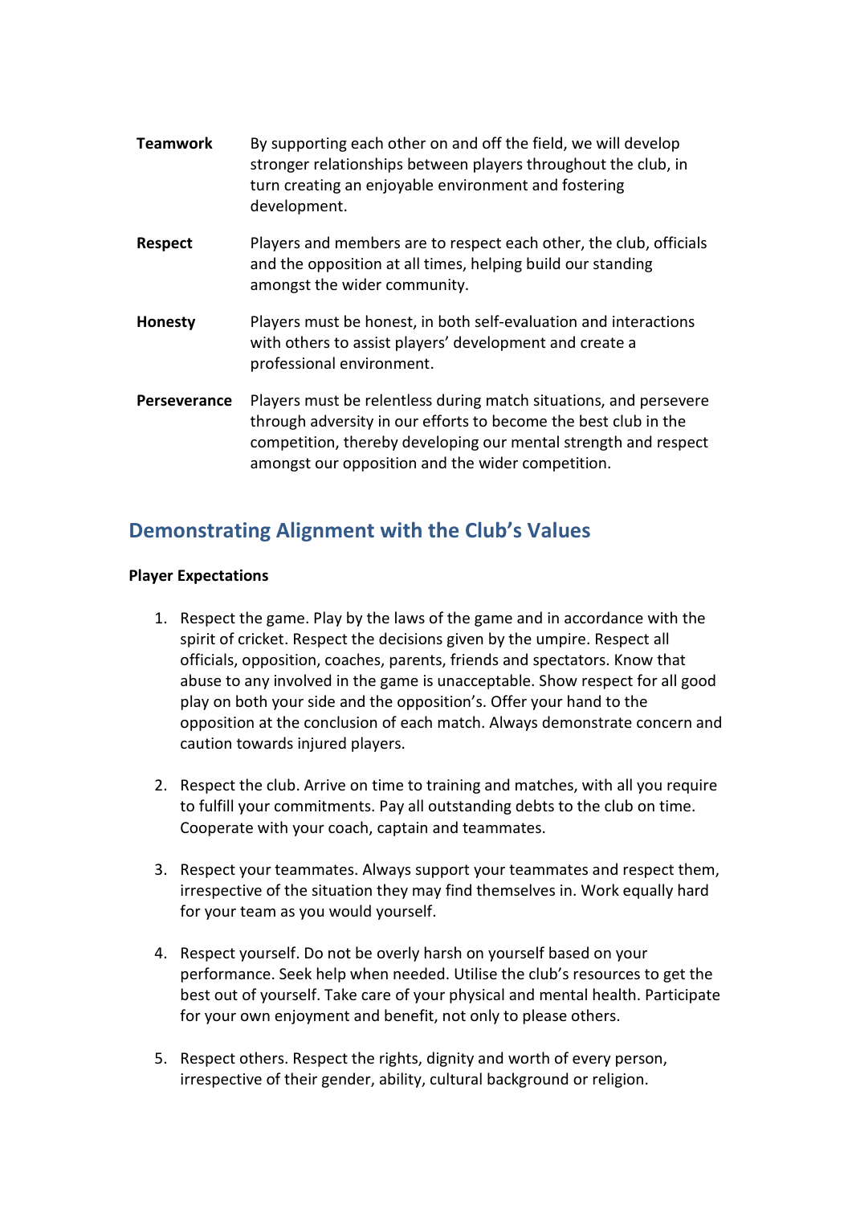| | |
|---|---|
| **Teamwork** | By supporting each other on and off the field, we will develop stronger relationships between players throughout the club, in turn creating an enjoyable environment and fostering development. |
| **Respect** | Players and members are to respect each other, the club, officials and the opposition at all times, helping build our standing amongst the wider community. |
| **Honesty** | Players must be honest, in both self-evaluation and interactions with others to assist players' development and create a professional environment. |
| **Perseverance** | Players must be relentless during match situations, and persevere through adversity in our efforts to become the best club in the competition, thereby developing our mental strength and respect amongst our opposition and the wider competition. |

## Demonstrating Alignment with the Club's Values

**Player Expectations**

1. Respect the game. Play by the laws of the game and in accordance with the spirit of cricket. Respect the decisions given by the umpire. Respect all officials, opposition, coaches, parents, friends and spectators. Know that abuse to any involved in the game is unacceptable. Show respect for all good play on both your side and the opposition's. Offer your hand to the opposition at the conclusion of each match. Always demonstrate concern and caution towards injured players.

2. Respect the club. Arrive on time to training and matches, with all you require to fulfill your commitments. Pay all outstanding debts to the club on time. Cooperate with your coach, captain and teammates.

3. Respect your teammates. Always support your teammates and respect them, irrespective of the situation they may find themselves in. Work equally hard for your team as you would yourself.

4. Respect yourself. Do not be overly harsh on yourself based on your performance. Seek help when needed. Utilise the club's resources to get the best out of yourself. Take care of your physical and mental health. Participate for your own enjoyment and benefit, not only to please others.

5. Respect others. Respect the rights, dignity and worth of every person, irrespective of their gender, ability, cultural background or religion.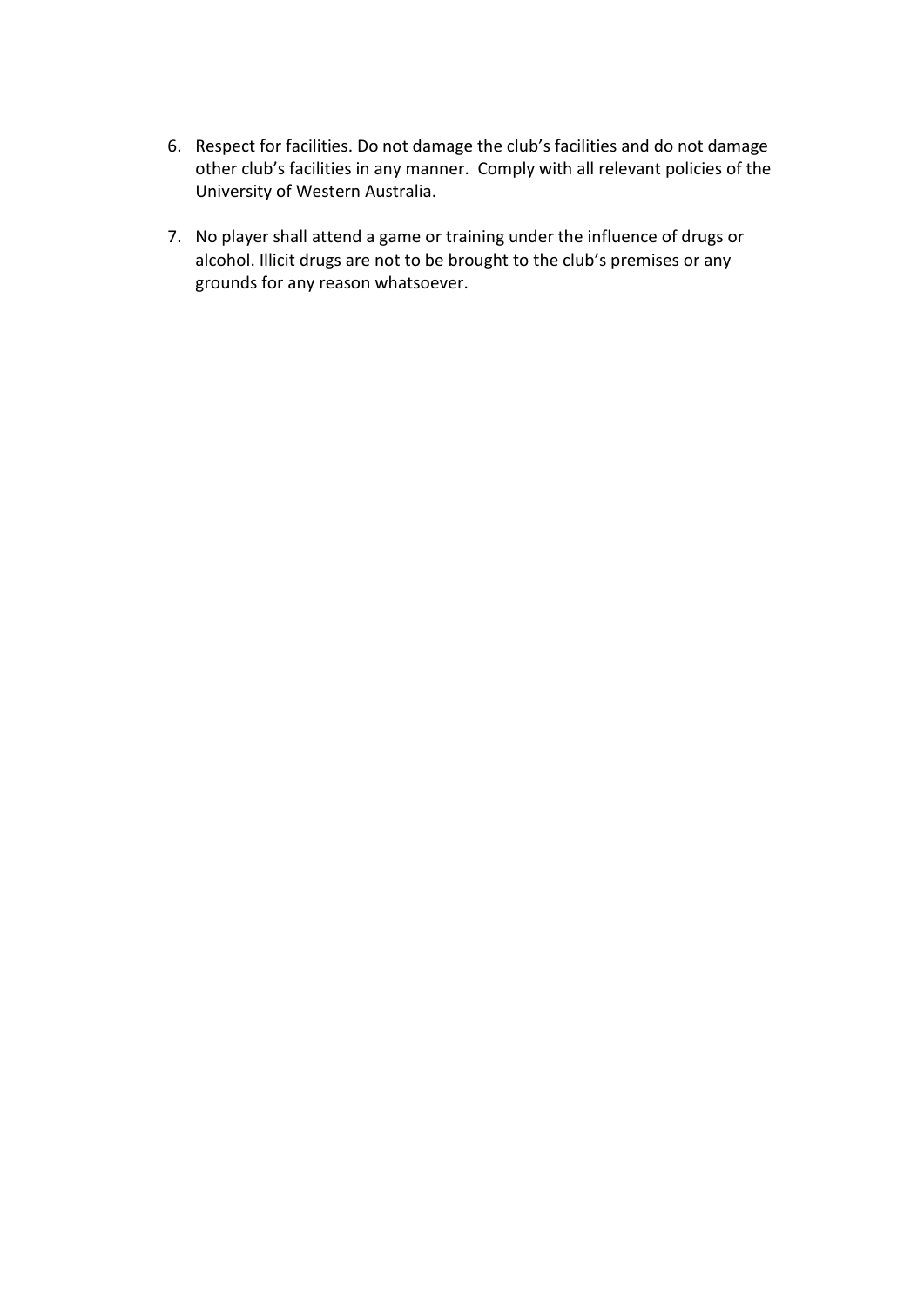6. Respect for facilities. Do not damage the club's facilities and do not damage other club's facilities in any manner. Comply with all relevant policies of the University of Western Australia.

7. No player shall attend a game or training under the influence of drugs or alcohol. Illicit drugs are not to be brought to the club's premises or any grounds for any reason whatsoever.